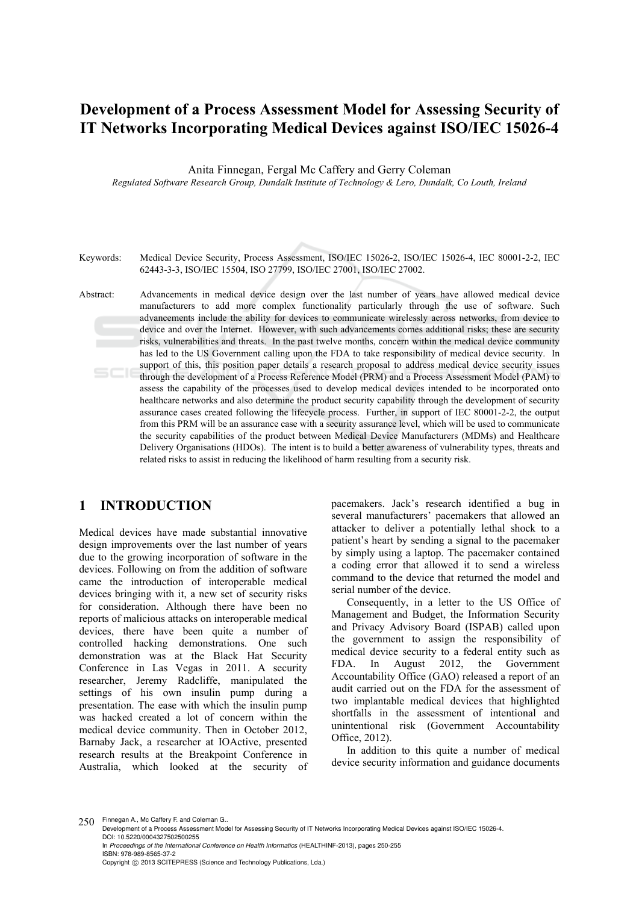# Development of a Process Assessment Model for Assessing Security of IT Networks Incorporating Medical Devices against ISO/IEC 15026-4

Anita Finnegan, Fergal Mc Caffery and Gerry Coleman

*Regulated Software Research Group, Dundalk Institute of Technology & Lero, Dundalk, Co Louth, Ireland*

Keywords: Medical Device Security, Process Assessment, ISO/IEC 15026-2, ISO/IEC 15026-4, IEC 80001-2-2, IEC 62443-3-3, ISO/IEC 15504, ISO 27799, ISO/IEC 27001, ISO/IEC 27002.

Abstract: Advancements in medical device design over the last number of years have allowed medical device manufacturers to add more complex functionality particularly through the use of software. Such advancements include the ability for devices to communicate wirelessly across networks, from device to device and over the Internet. However, with such advancements comes additional risks; these are security risks, vulnerabilities and threats. In the past twelve months, concern within the medical device community has led to the US Government calling upon the FDA to take responsibility of medical device security. In support of this, this position paper details a research proposal to address medical device security issues through the development of a Process Reference Model (PRM) and a Process Assessment Model (PAM) to assess the capability of the processes used to develop medical devices intended to be incorporated onto healthcare networks and also determine the product security capability through the development of security assurance cases created following the lifecycle process. Further, in support of IEC 80001-2-2, the output from this PRM will be an assurance case with a security assurance level, which will be used to communicate the security capabilities of the product between Medical Device Manufacturers (MDMs) and Healthcare Delivery Organisations (HDOs). The intent is to build a better awareness of vulnerability types, threats and related risks to assist in reducing the likelihood of harm resulting from a security risk.

## 1 INTRODUCTION

Medical devices have made substantial innovative design improvements over the last number of years due to the growing incorporation of software in the devices. Following on from the addition of software came the introduction of interoperable medical devices bringing with it, a new set of security risks for consideration. Although there have been no reports of malicious attacks on interoperable medical devices, there have been quite a number of controlled hacking demonstrations. One such demonstration was at the Black Hat Security Conference in Las Vegas in 2011. A security researcher, Jeremy Radcliffe, manipulated the settings of his own insulin pump during a presentation. The ease with which the insulin pump was hacked created a lot of concern within the medical device community. Then in October 2012, Barnaby Jack, a researcher at IOActive, presented research results at the Breakpoint Conference in Australia, which looked at the security of pacemakers. Jack's research identified a bug in several manufacturers' pacemakers that allowed an attacker to deliver a potentially lethal shock to a patient's heart by sending a signal to the pacemaker by simply using a laptop. The pacemaker contained a coding error that allowed it to send a wireless command to the device that returned the model and serial number of the device.

Consequently, in a letter to the US Office of Management and Budget, the Information Security and Privacy Advisory Board (ISPAB) called upon the government to assign the responsibility of medical device security to a federal entity such as FDA. In August 2012, the Government Accountability Office (GAO) released a report of an audit carried out on the FDA for the assessment of two implantable medical devices that highlighted shortfalls in the assessment of intentional and unintentional risk (Government Accountability Office, 2012).

In addition to this quite a number of medical device security information and guidance documents

Finnegan A., Mc Caffery F. and Coleman G..  
Development of a Process Assessment Model for Assessing Security of IT Networks Incorporating Medical Devices against ISO/IEC 15026-4.  
DOI: 10.5220/0004327502500255  
In *Proceedings of the International Conference on Health Informatics* (HEALTHINF-2013), pages 250-255  
ISBN: 978-989-8565-37-2  
Copyright © 2013 SCITEPRESS (Science and Technology Publications, Lda.)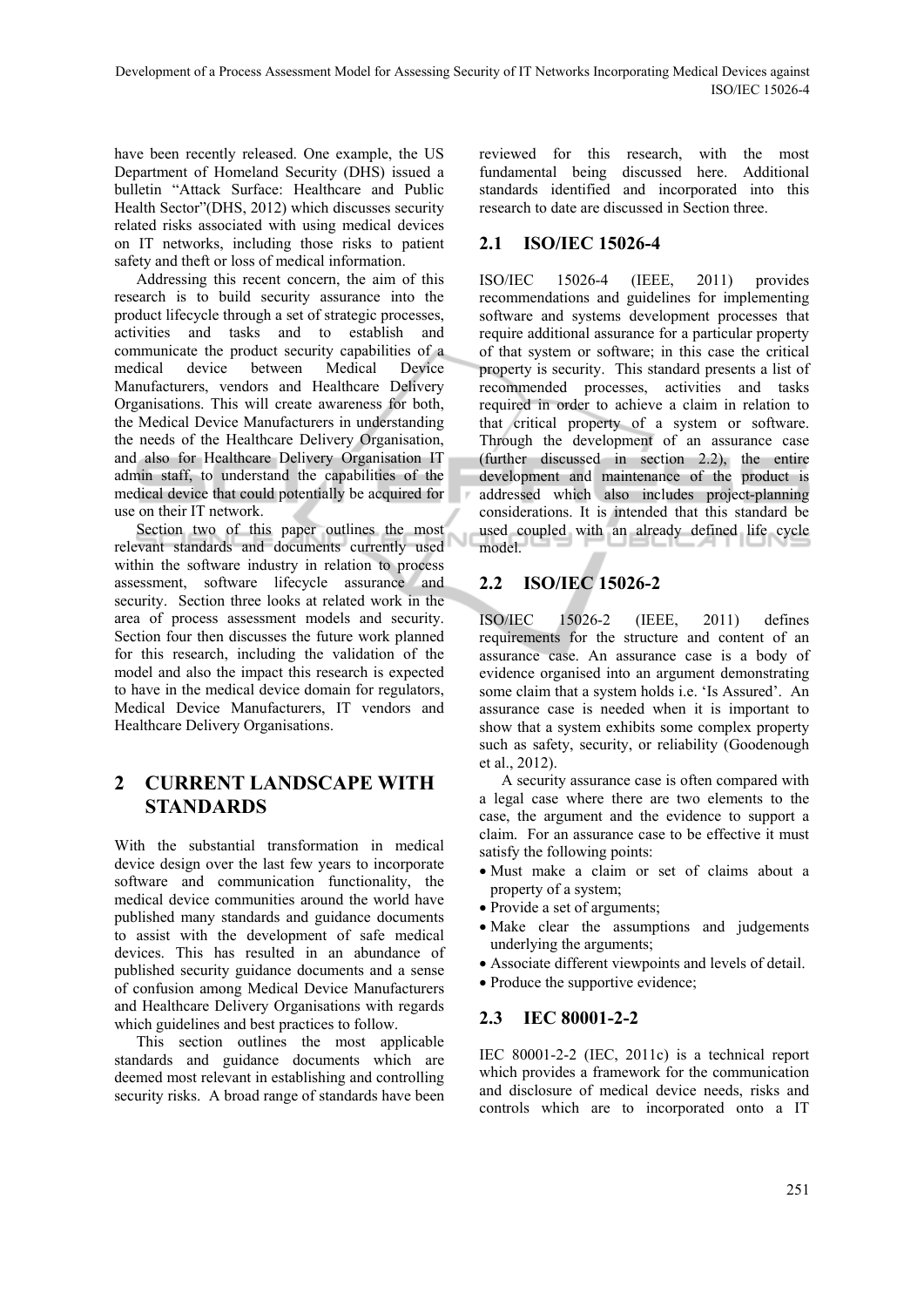have been recently released. One example, the US Department of Homeland Security (DHS) issued a bulletin "Attack Surface: Healthcare and Public Health Sector"(DHS, 2012) which discusses security related risks associated with using medical devices on IT networks, including those risks to patient safety and theft or loss of medical information.

Addressing this recent concern, the aim of this research is to build security assurance into the product lifecycle through a set of strategic processes, activities and tasks and to establish and communicate the product security capabilities of a medical device between Medical Device Manufacturers, vendors and Healthcare Delivery Organisations. This will create awareness for both, the Medical Device Manufacturers in understanding the needs of the Healthcare Delivery Organisation, and also for Healthcare Delivery Organisation IT admin staff, to understand the capabilities of the medical device that could potentially be acquired for use on their IT network.

Section two of this paper outlines the most relevant standards and documents currently used within the software industry in relation to process assessment, software lifecycle assurance and security. Section three looks at related work in the area of process assessment models and security. Section four then discusses the future work planned for this research, including the validation of the model and also the impact this research is expected to have in the medical device domain for regulators, Medical Device Manufacturers, IT vendors and Healthcare Delivery Organisations.

## 2 CURRENT LANDSCAPE WITH STANDARDS

With the substantial transformation in medical device design over the last few years to incorporate software and communication functionality, the medical device communities around the world have published many standards and guidance documents to assist with the development of safe medical devices. This has resulted in an abundance of published security guidance documents and a sense of confusion among Medical Device Manufacturers and Healthcare Delivery Organisations with regards which guidelines and best practices to follow.

This section outlines the most applicable standards and guidance documents which are deemed most relevant in establishing and controlling security risks. A broad range of standards have been reviewed for this research, with the most fundamental being discussed here. Additional standards identified and incorporated into this research to date are discussed in Section three.

### 2.1 ISO/IEC 15026-4

ISO/IEC 15026-4 (IEEE, 2011) provides recommendations and guidelines for implementing software and systems development processes that require additional assurance for a particular property of that system or software; in this case the critical property is security. This standard presents a list of recommended processes, activities and tasks required in order to achieve a claim in relation to that critical property of a system or software. Through the development of an assurance case (further discussed in section 2.2), the entire development and maintenance of the product is addressed which also includes project-planning considerations. It is intended that this standard be used coupled with an already defined life cycle model.

### 2.2 ISO/IEC 15026-2

ISO/IEC 15026-2 (IEEE, 2011) defines requirements for the structure and content of an assurance case. An assurance case is a body of evidence organised into an argument demonstrating some claim that a system holds i.e. 'Is Assured'. An assurance case is needed when it is important to show that a system exhibits some complex property such as safety, security, or reliability (Goodenough et al., 2012).

A security assurance case is often compared with a legal case where there are two elements to the case, the argument and the evidence to support a claim. For an assurance case to be effective it must satisfy the following points:

- Must make a claim or set of claims about a property of a system;
- Provide a set of arguments;
- Make clear the assumptions and judgements underlying the arguments;
- Associate different viewpoints and levels of detail.
- Produce the supportive evidence;

### 2.3 IEC 80001-2-2

IEC 80001-2-2 (IEC, 2011c) is a technical report which provides a framework for the communication and disclosure of medical device needs, risks and controls which are to incorporated onto a IT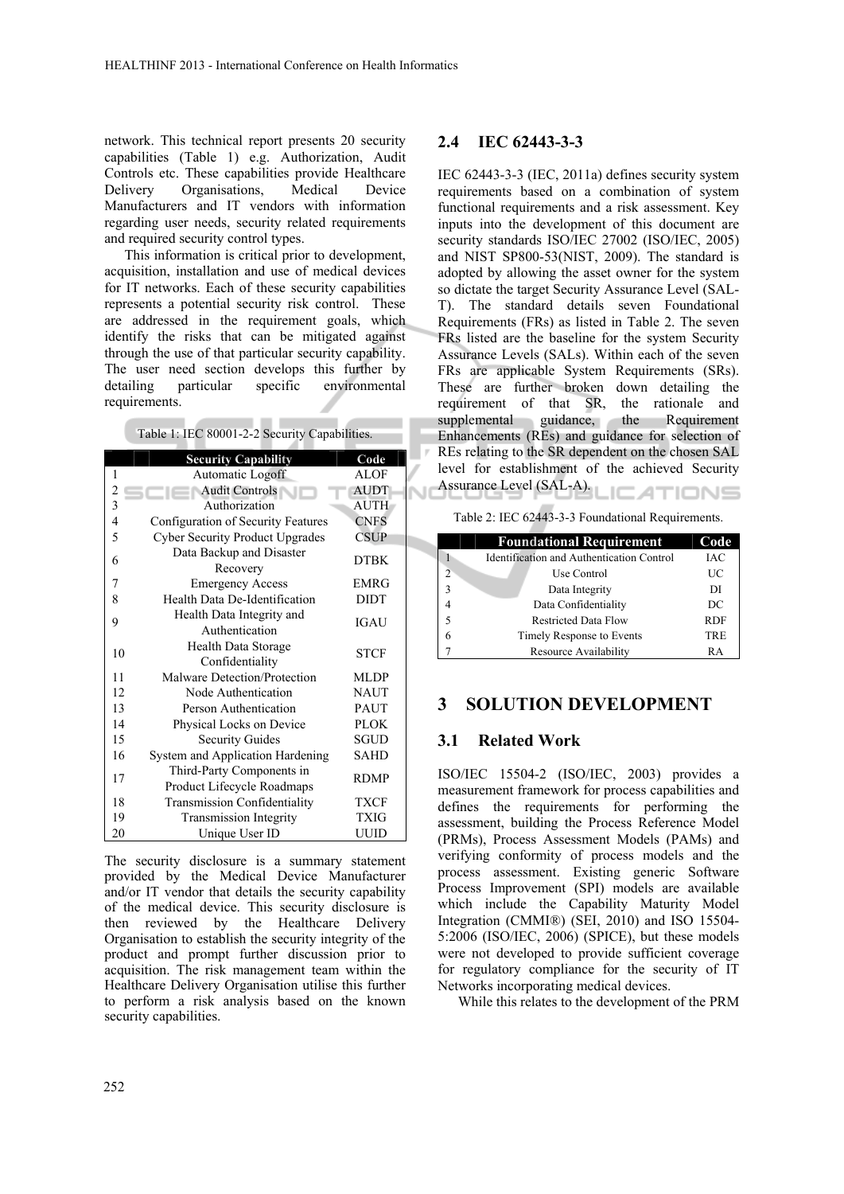network. This technical report presents 20 security capabilities (Table 1) e.g. Authorization, Audit Controls etc. These capabilities provide Healthcare Delivery Organisations, Medical Device Manufacturers and IT vendors with information regarding user needs, security related requirements and required security control types.

This information is critical prior to development, acquisition, installation and use of medical devices for IT networks. Each of these security capabilities represents a potential security risk control. These are addressed in the requirement goals, which identify the risks that can be mitigated against through the use of that particular security capability. The user need section develops this further by detailing particular specific environmental requirements.

Table 1: IEC 80001-2-2 Security Capabilities.

| | Security Capability | Code |
|---|---|---|
| 1 | Automatic Logoff | ALOF |
| 2 | Audit Controls | AUDT |
| 3 | Authorization | AUTH |
| 4 | Configuration of Security Features | CNFS |
| 5 | Cyber Security Product Upgrades | CSUP |
| 6 | Data Backup and Disaster Recovery | DTBK |
| 7 | Emergency Access | EMRG |
| 8 | Health Data De-Identification | DIDT |
| 9 | Health Data Integrity and Authentication | IGAU |
| 10 | Health Data Storage Confidentiality | STCF |
| 11 | Malware Detection/Protection | MLDP |
| 12 | Node Authentication | NAUT |
| 13 | Person Authentication | PAUT |
| 14 | Physical Locks on Device | PLOK |
| 15 | Security Guides | SGUD |
| 16 | System and Application Hardening | SAHD |
| 17 | Third-Party Components in Product Lifecycle Roadmaps | RDMP |
| 18 | Transmission Confidentiality | TXCF |
| 19 | Transmission Integrity | TXIG |
| 20 | Unique User ID | UUID |

The security disclosure is a summary statement provided by the Medical Device Manufacturer and/or IT vendor that details the security capability of the medical device. This security disclosure is then reviewed by the Healthcare Delivery Organisation to establish the security integrity of the product and prompt further discussion prior to acquisition. The risk management team within the Healthcare Delivery Organisation utilise this further to perform a risk analysis based on the known security capabilities.

## 2.4 IEC 62443-3-3

IEC 62443-3-3 (IEC, 2011a) defines security system requirements based on a combination of system functional requirements and a risk assessment. Key inputs into the development of this document are security standards ISO/IEC 27002 (ISO/IEC, 2005) and NIST SP800-53(NIST, 2009). The standard is adopted by allowing the asset owner for the system so dictate the target Security Assurance Level (SAL-T). The standard details seven Foundational Requirements (FRs) as listed in Table 2. The seven FRs listed are the baseline for the system Security Assurance Levels (SALs). Within each of the seven FRs are applicable System Requirements (SRs). These are further broken down detailing the requirement of that SR, the rationale and supplemental guidance, the Requirement Enhancements (REs) and guidance for selection of REs relating to the SR dependent on the chosen SAL level for establishment of the achieved Security Assurance Level (SAL-A).

Table 2: IEC 62443-3-3 Foundational Requirements.

| | Foundational Requirement | Code |
|---|---|---|
| 1 | Identification and Authentication Control | IAC |
| 2 | Use Control | UC |
| 3 | Data Integrity | DI |
| 4 | Data Confidentiality | DC |
| 5 | Restricted Data Flow | RDF |
| 6 | Timely Response to Events | TRE |
| 7 | Resource Availability | RA |

# 3 SOLUTION DEVELOPMENT

## 3.1 Related Work

ISO/IEC 15504-2 (ISO/IEC, 2003) provides a measurement framework for process capabilities and defines the requirements for performing the assessment, building the Process Reference Model (PRMs), Process Assessment Models (PAMs) and verifying conformity of process models and the process assessment. Existing generic Software Process Improvement (SPI) models are available which include the Capability Maturity Model Integration (CMMI®) (SEI, 2010) and ISO 15504-5:2006 (ISO/IEC, 2006) (SPICE), but these models were not developed to provide sufficient coverage for regulatory compliance for the security of IT Networks incorporating medical devices.

While this relates to the development of the PRM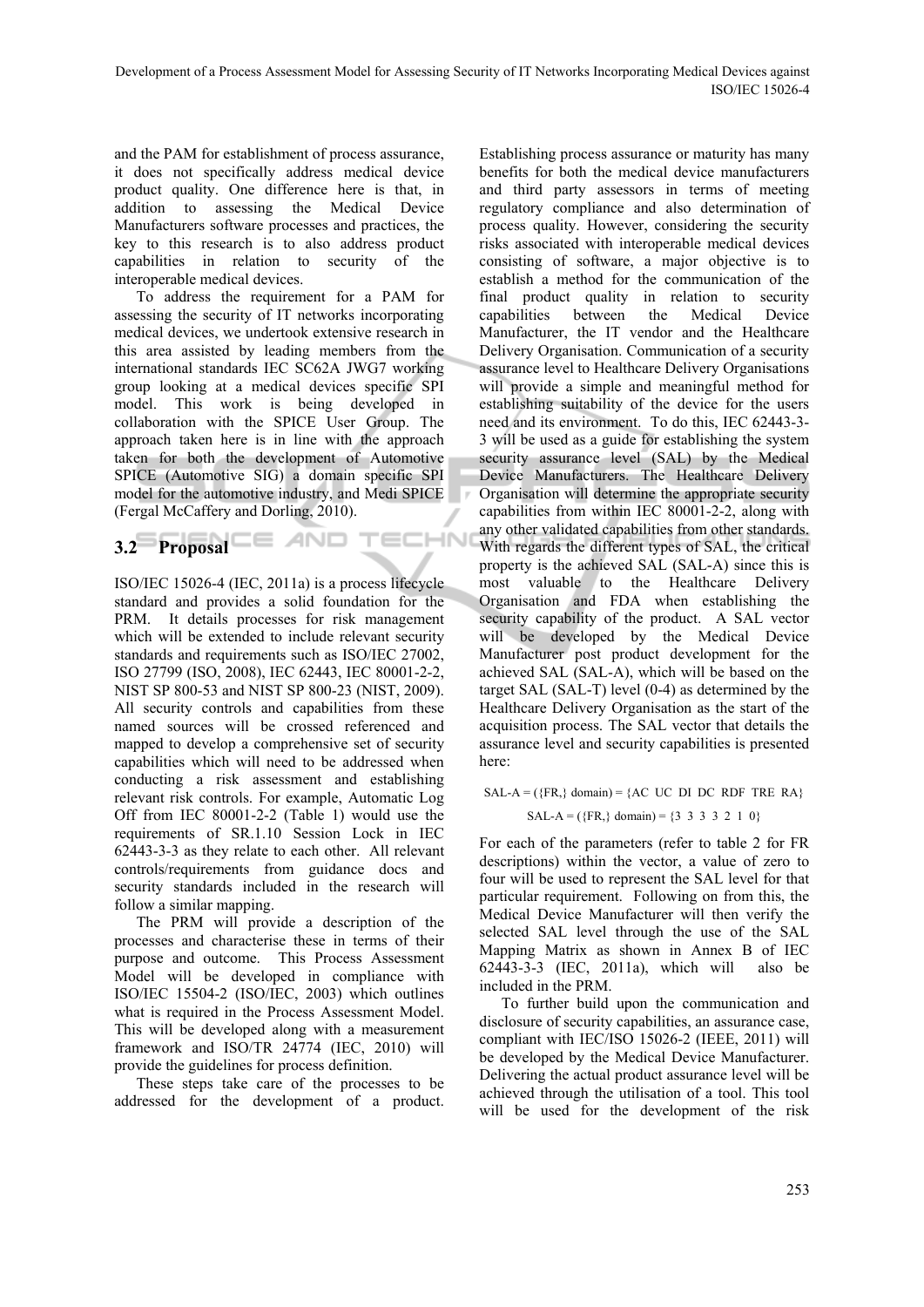and the PAM for establishment of process assurance, it does not specifically address medical device product quality. One difference here is that, in addition to assessing the Medical Device Manufacturers software processes and practices, the key to this research is to also address product capabilities in relation to security of the interoperable medical devices.

To address the requirement for a PAM for assessing the security of IT networks incorporating medical devices, we undertook extensive research in this area assisted by leading members from the international standards IEC SC62A JWG7 working group looking at a medical devices specific SPI model. This work is being developed in collaboration with the SPICE User Group. The approach taken here is in line with the approach taken for both the development of Automotive SPICE (Automotive SIG) a domain specific SPI model for the automotive industry, and Medi SPICE (Fergal McCaffery and Dorling, 2010).

## 3.2 Proposal

ISO/IEC 15026-4 (IEC, 2011a) is a process lifecycle standard and provides a solid foundation for the PRM. It details processes for risk management which will be extended to include relevant security standards and requirements such as ISO/IEC 27002, ISO 27799 (ISO, 2008), IEC 62443, IEC 80001-2-2, NIST SP 800-53 and NIST SP 800-23 (NIST, 2009). All security controls and capabilities from these named sources will be crossed referenced and mapped to develop a comprehensive set of security capabilities which will need to be addressed when conducting a risk assessment and establishing relevant risk controls. For example, Automatic Log Off from IEC 80001-2-2 (Table 1) would use the requirements of SR.1.10 Session Lock in IEC 62443-3-3 as they relate to each other. All relevant controls/requirements from guidance docs and security standards included in the research will follow a similar mapping.

The PRM will provide a description of the processes and characterise these in terms of their purpose and outcome. This Process Assessment Model will be developed in compliance with ISO/IEC 15504-2 (ISO/IEC, 2003) which outlines what is required in the Process Assessment Model. This will be developed along with a measurement framework and ISO/TR 24774 (IEC, 2010) will provide the guidelines for process definition.

These steps take care of the processes to be addressed for the development of a product. Establishing process assurance or maturity has many benefits for both the medical device manufacturers and third party assessors in terms of meeting regulatory compliance and also determination of process quality. However, considering the security risks associated with interoperable medical devices consisting of software, a major objective is to establish a method for the communication of the final product quality in relation to security capabilities between the Medical Device Manufacturer, the IT vendor and the Healthcare Delivery Organisation. Communication of a security assurance level to Healthcare Delivery Organisations will provide a simple and meaningful method for establishing suitability of the device for the users need and its environment. To do this, IEC 62443-3-3 will be used as a guide for establishing the system security assurance level (SAL) by the Medical Device Manufacturers. The Healthcare Delivery Organisation will determine the appropriate security capabilities from within IEC 80001-2-2, along with any other validated capabilities from other standards. With regards the different types of SAL, the critical property is the achieved SAL (SAL-A) since this is most valuable to the Healthcare Delivery Organisation and FDA when establishing the security capability of the product. A SAL vector will be developed by the Medical Device Manufacturer post product development for the achieved SAL (SAL-A), which will be based on the target SAL (SAL-T) level (0-4) as determined by the Healthcare Delivery Organisation as the start of the acquisition process. The SAL vector that details the assurance level and security capabilities is presented here:

$$\text{SAL-A} = (\{\text{FR},\}\ \text{domain}) = \{\text{AC UC DI DC RDF TRE RA}\}$$

$$\text{SAL-A} = (\{\text{FR},\}\ \text{domain}) = \{3\ 3\ 3\ 3\ 2\ 1\ 0\}$$

For each of the parameters (refer to table 2 for FR descriptions) within the vector, a value of zero to four will be used to represent the SAL level for that particular requirement. Following on from this, the Medical Device Manufacturer will then verify the selected SAL level through the use of the SAL Mapping Matrix as shown in Annex B of IEC 62443-3-3 (IEC, 2011a), which will also be included in the PRM.

To further build upon the communication and disclosure of security capabilities, an assurance case, compliant with IEC/ISO 15026-2 (IEEE, 2011) will be developed by the Medical Device Manufacturer. Delivering the actual product assurance level will be achieved through the utilisation of a tool. This tool will be used for the development of the risk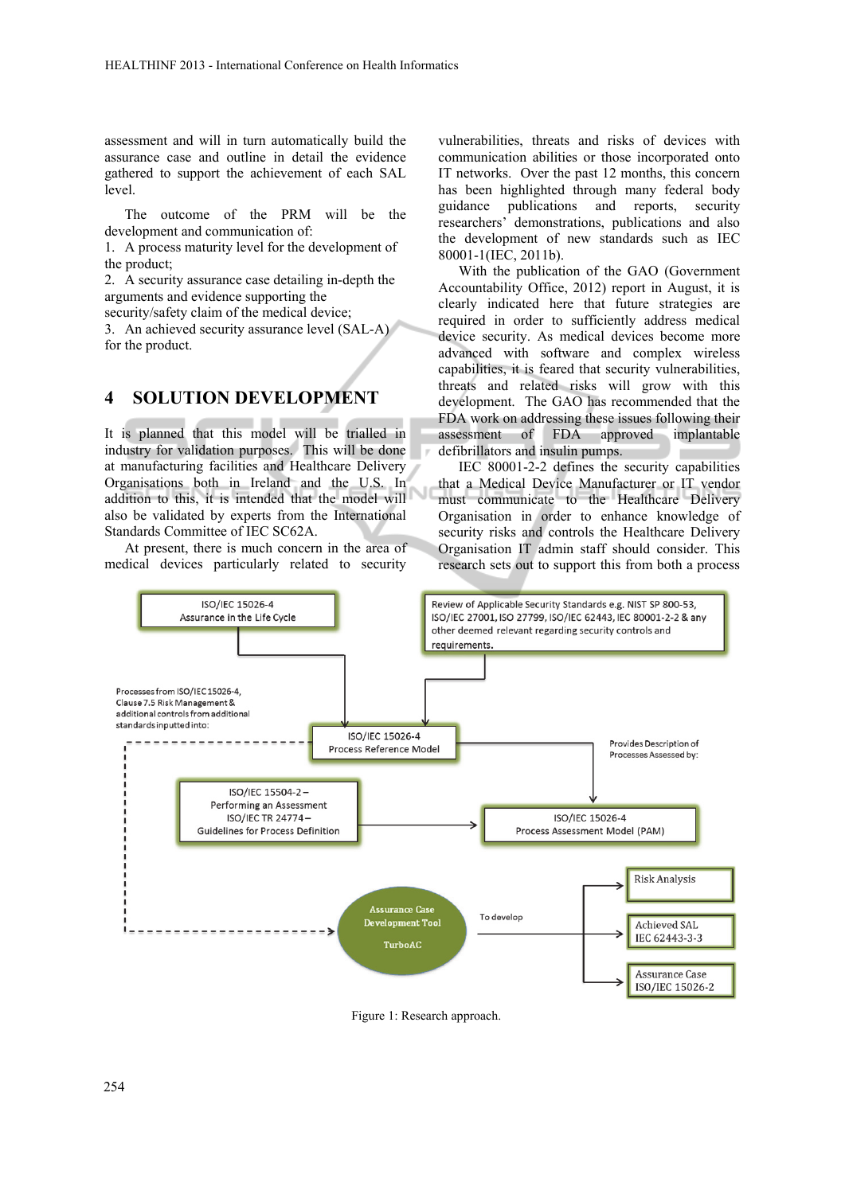assessment and will in turn automatically build the assurance case and outline in detail the evidence gathered to support the achievement of each SAL level.

The outcome of the PRM will be the development and communication of:

1. A process maturity level for the development of the product;
2. A security assurance case detailing in-depth the arguments and evidence supporting the security/safety claim of the medical device;
3. An achieved security assurance level (SAL-A) for the product.

## 4 SOLUTION DEVELOPMENT

It is planned that this model will be trialled in industry for validation purposes. This will be done at manufacturing facilities and Healthcare Delivery Organisations both in Ireland and the U.S. In addition to this, it is intended that the model will also be validated by experts from the International Standards Committee of IEC SC62A.

At present, there is much concern in the area of medical devices particularly related to security vulnerabilities, threats and risks of devices with communication abilities or those incorporated onto IT networks. Over the past 12 months, this concern has been highlighted through many federal body guidance publications and reports, security researchers' demonstrations, publications and also the development of new standards such as IEC 80001-1(IEC, 2011b).

With the publication of the GAO (Government Accountability Office, 2012) report in August, it is clearly indicated here that future strategies are required in order to sufficiently address medical device security. As medical devices become more advanced with software and complex wireless capabilities, it is feared that security vulnerabilities, threats and related risks will grow with this development. The GAO has recommended that the FDA work on addressing these issues following their assessment of FDA approved implantable defibrillators and insulin pumps.

IEC 80001-2-2 defines the security capabilities that a Medical Device Manufacturer or IT vendor must communicate to the Healthcare Delivery Organisation in order to enhance knowledge of security risks and controls the Healthcare Delivery Organisation IT admin staff should consider. This research sets out to support this from both a process

ISO/IEC 15026-4
Assurance in the Life Cycle

Review of Applicable Security Standards e.g. NIST SP 800-53, ISO/IEC 27001, ISO 27799, ISO/IEC 62443, IEC 80001-2-2 & any other deemed relevant regarding security controls and requirements.

Processes from ISO/IEC 15026-4, Clause 7.5 Risk Management & additional controls from additional standards inputted into:

ISO/IEC 15026-4
Process Reference Model

Provides Description of Processes Assessed by:

ISO/IEC 15504-2 – Performing an Assessment
ISO/IEC TR 24774 – Guidelines for Process Definition

ISO/IEC 15026-4
Process Assessment Model (PAM)

Assurance Case Development Tool
TurboAC

To develop

Risk Analysis

Achieved SAL
IEC 62443-3-3

Assurance Case
ISO/IEC 15026-2

Figure 1: Research approach.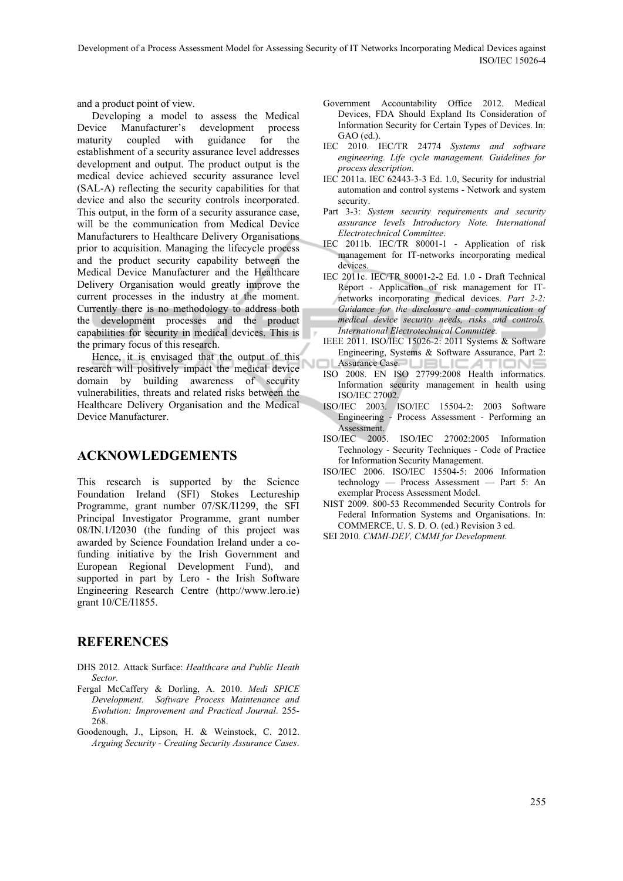and a product point of view.

Developing a model to assess the Medical Device Manufacturer's development process maturity coupled with guidance for the establishment of a security assurance level addresses development and output. The product output is the medical device achieved security assurance level (SAL-A) reflecting the security capabilities for that device and also the security controls incorporated. This output, in the form of a security assurance case, will be the communication from Medical Device Manufacturers to Healthcare Delivery Organisations prior to acquisition. Managing the lifecycle process and the product security capability between the Medical Device Manufacturer and the Healthcare Delivery Organisation would greatly improve the current processes in the industry at the moment. Currently there is no methodology to address both the development processes and the product capabilities for security in medical devices. This is the primary focus of this research.

Hence, it is envisaged that the output of this research will positively impact the medical device domain by building awareness of security vulnerabilities, threats and related risks between the Healthcare Delivery Organisation and the Medical Device Manufacturer.

## ACKNOWLEDGEMENTS

This research is supported by the Science Foundation Ireland (SFI) Stokes Lectureship Programme, grant number 07/SK/I1299, the SFI Principal Investigator Programme, grant number 08/IN.1/I2030 (the funding of this project was awarded by Science Foundation Ireland under a co-funding initiative by the Irish Government and European Regional Development Fund), and supported in part by Lero - the Irish Software Engineering Research Centre (http://www.lero.ie) grant 10/CE/I1855.

## REFERENCES

DHS 2012. Attack Surface: *Healthcare and Public Heath Sector.*

Fergal McCaffery & Dorling, A. 2010. *Medi SPICE Development. Software Process Maintenance and Evolution: Improvement and Practical Journal*. 255-268.

Goodenough, J., Lipson, H. & Weinstock, C. 2012. *Arguing Security - Creating Security Assurance Cases*.

Government Accountability Office 2012. Medical Devices, FDA Should Expland Its Consideration of Information Security for Certain Types of Devices. In: GAO (ed.).

IEC 2010. IEC/TR 24774 *Systems and software engineering. Life cycle management. Guidelines for process description*.

IEC 2011a. IEC 62443-3-3 Ed. 1.0, Security for industrial automation and control systems - Network and system security.

Part 3-3: *System security requirements and security assurance levels Introductory Note. International Electrotechnical Committee*.

IEC 2011b. IEC/TR 80001-1 - Application of risk management for IT-networks incorporating medical devices.

IEC 2011c. IEC/TR 80001-2-2 Ed. 1.0 - Draft Technical Report - Application of risk management for IT-networks incorporating medical devices. *Part 2-2: Guidance for the disclosure and communication of medical device security needs, risks and controls. International Electrotechnical Committee.*

IEEE 2011. ISO/IEC 15026-2: 2011 Systems & Software Engineering, Systems & Software Assurance, Part 2: Assurance Case.

ISO 2008. EN ISO 27799:2008 Health informatics. Information security management in health using ISO/IEC 27002.

ISO/IEC 2003. ISO/IEC 15504-2: 2003 Software Engineering - Process Assessment - Performing an Assessment.

ISO/IEC 2005. ISO/IEC 27002:2005 Information Technology - Security Techniques - Code of Practice for Information Security Management.

ISO/IEC 2006. ISO/IEC 15504-5: 2006 Information technology — Process Assessment — Part 5: An exemplar Process Assessment Model.

NIST 2009. 800-53 Recommended Security Controls for Federal Information Systems and Organisations. In: COMMERCE, U. S. D. O. (ed.) Revision 3 ed.

SEI 2010. *CMMI-DEV, CMMI for Development.*